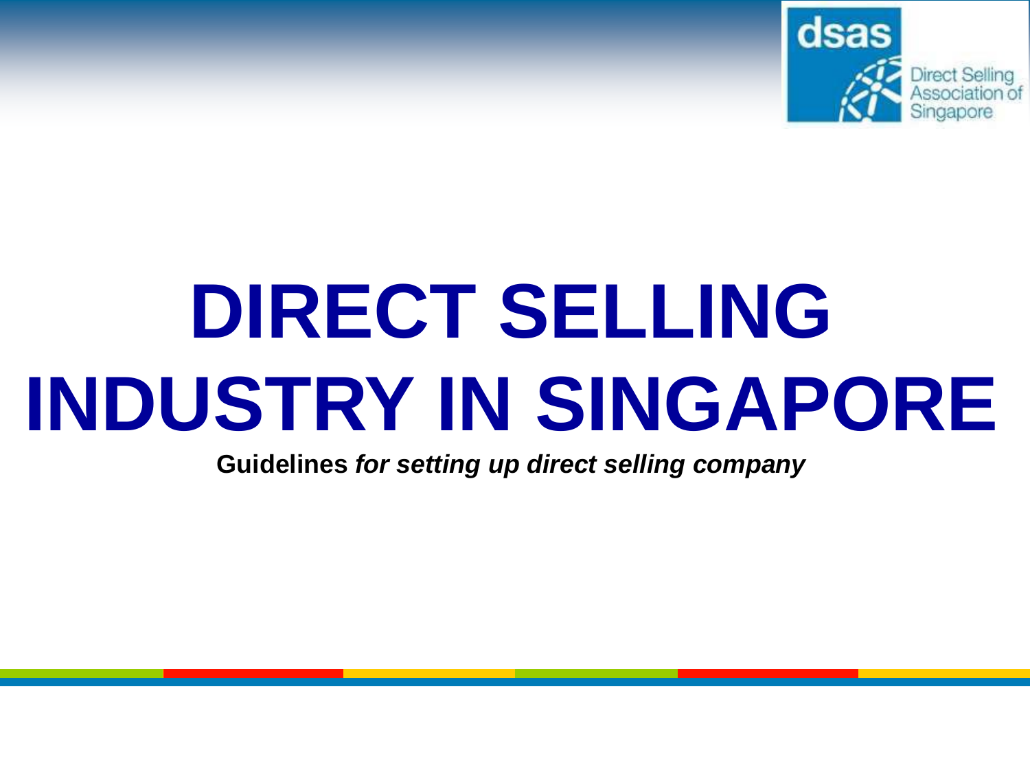dsas Direct Selling Association of Singapore

# DIRECT SELLING INDUSTRY IN SINGAPORE

**Guidelines *for setting up direct selling company***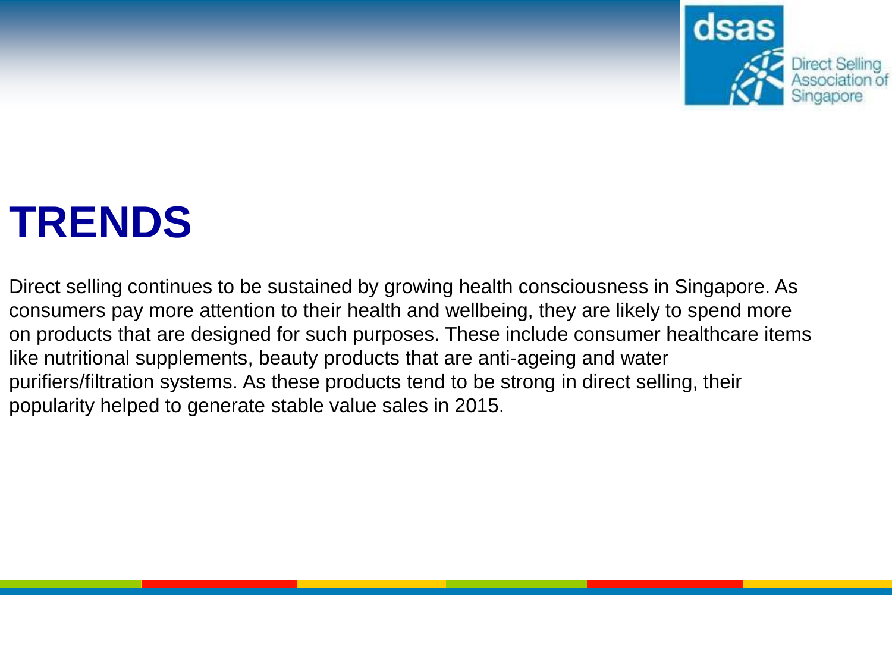# TRENDS

Direct selling continues to be sustained by growing health consciousness in Singapore. As consumers pay more attention to their health and wellbeing, they are likely to spend more on products that are designed for such purposes. These include consumer healthcare items like nutritional supplements, beauty products that are anti-ageing and water purifiers/filtration systems. As these products tend to be strong in direct selling, their popularity helped to generate stable value sales in 2015.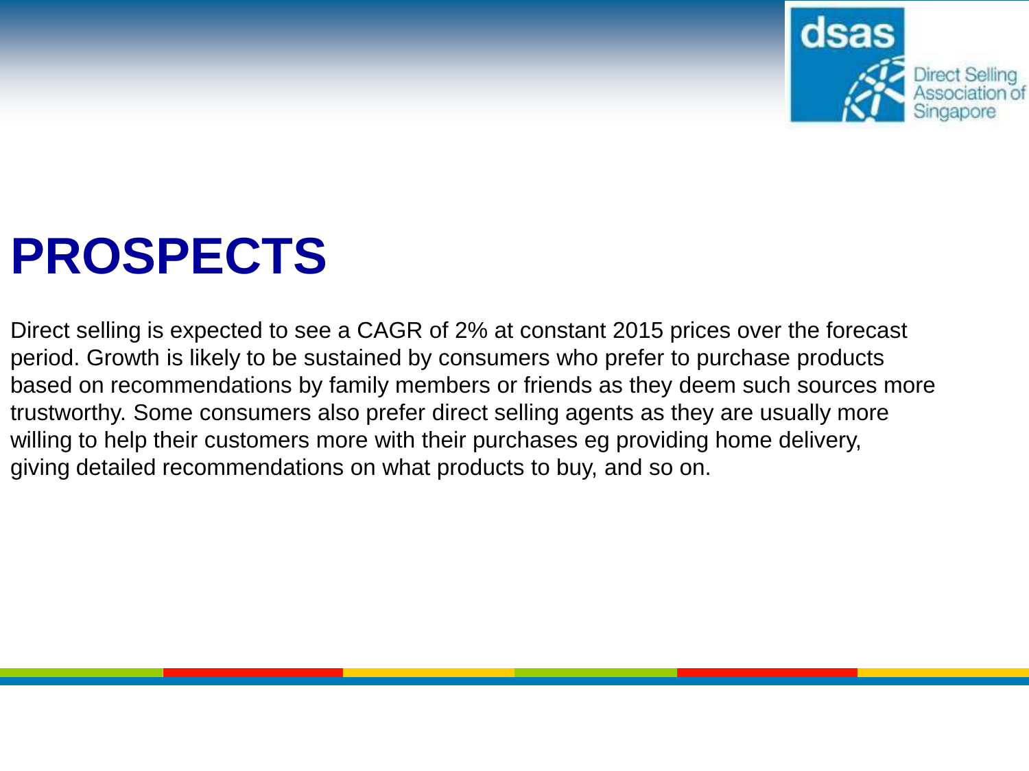# PROSPECTS

Direct selling is expected to see a CAGR of 2% at constant 2015 prices over the forecast period. Growth is likely to be sustained by consumers who prefer to purchase products based on recommendations by family members or friends as they deem such sources more trustworthy. Some consumers also prefer direct selling agents as they are usually more willing to help their customers more with their purchases eg providing home delivery, giving detailed recommendations on what products to buy, and so on.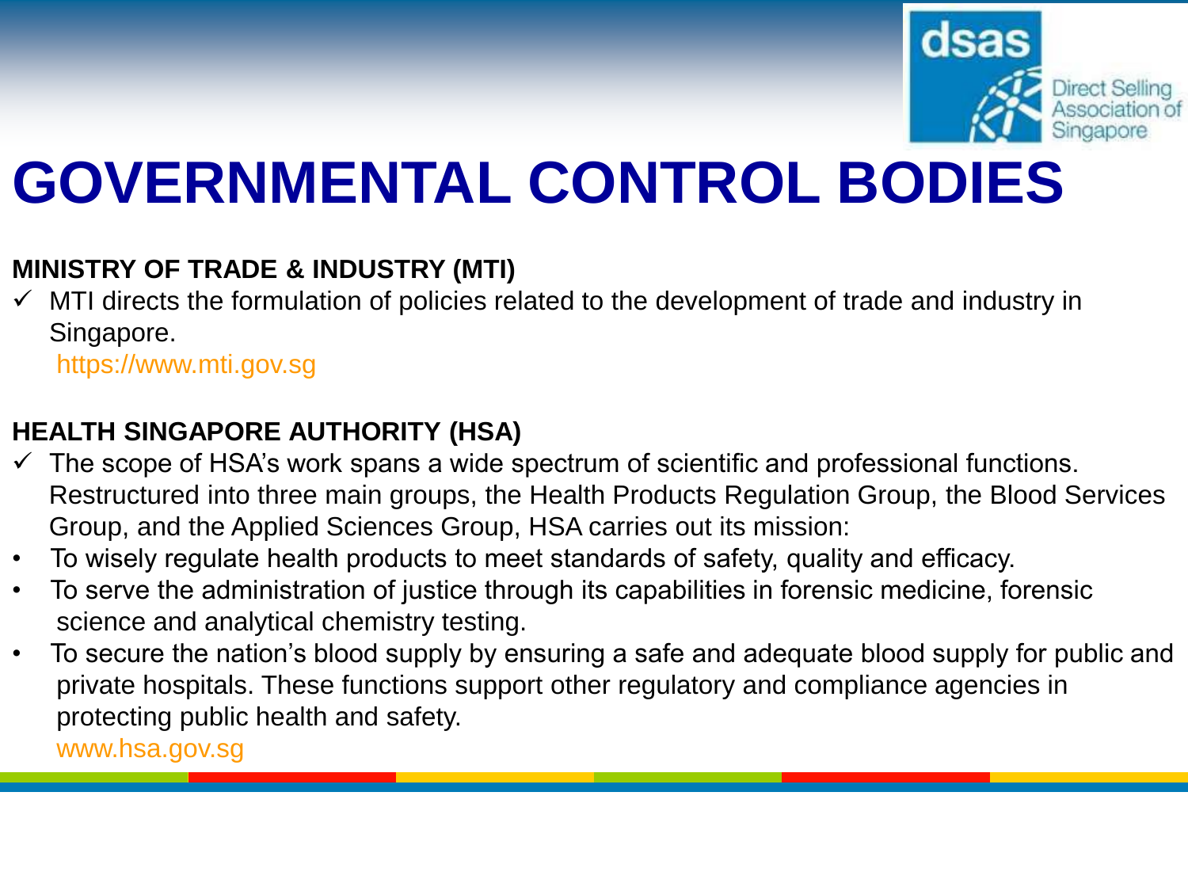# GOVERNMENTAL CONTROL BODIES

**MINISTRY OF TRADE & INDUSTRY (MTI)**

- ✓ MTI directs the formulation of policies related to the development of trade and industry in Singapore.

  https://www.mti.gov.sg

**HEALTH SINGAPORE AUTHORITY (HSA)**

- ✓ The scope of HSA's work spans a wide spectrum of scientific and professional functions. Restructured into three main groups, the Health Products Regulation Group, the Blood Services Group, and the Applied Sciences Group, HSA carries out its mission:
- To wisely regulate health products to meet standards of safety, quality and efficacy.
- To serve the administration of justice through its capabilities in forensic medicine, forensic science and analytical chemistry testing.
- To secure the nation's blood supply by ensuring a safe and adequate blood supply for public and private hospitals. These functions support other regulatory and compliance agencies in protecting public health and safety.

  www.hsa.gov.sg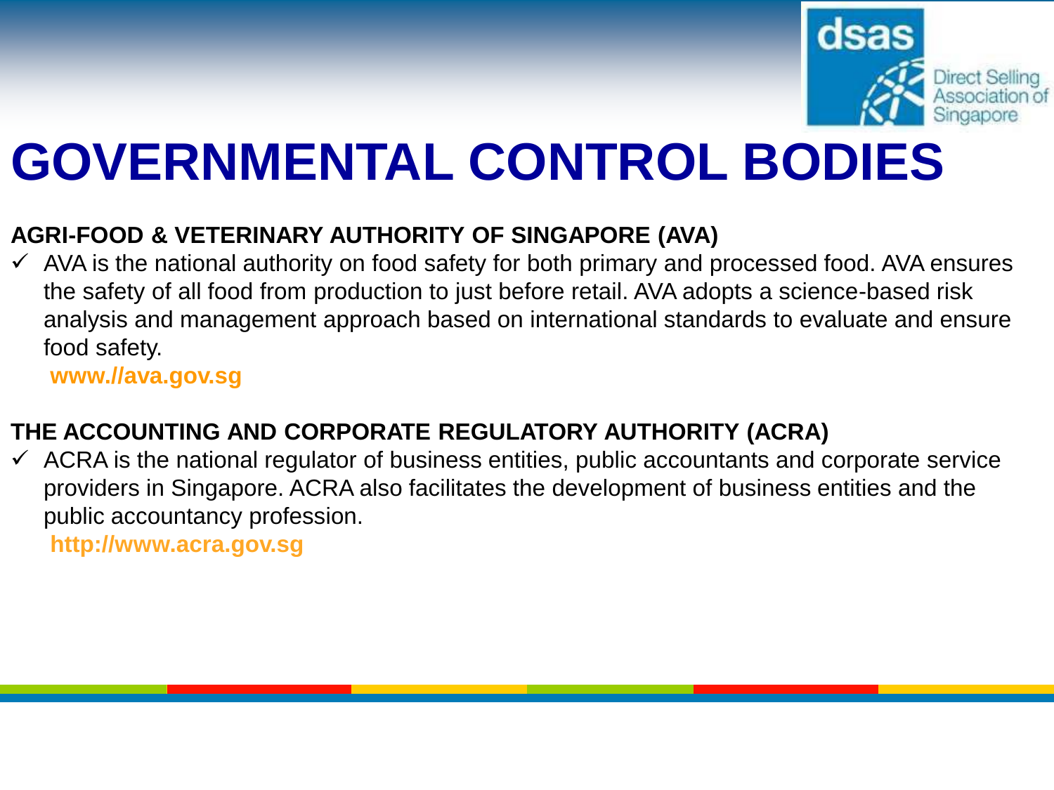# GOVERNMENTAL CONTROL BODIES

**AGRI-FOOD & VETERINARY AUTHORITY OF SINGAPORE (AVA)**

- ✓ AVA is the national authority on food safety for both primary and processed food. AVA ensures the safety of all food from production to just before retail. AVA adopts a science-based risk analysis and management approach based on international standards to evaluate and ensure food safety.

  **www.//ava.gov.sg**

**THE ACCOUNTING AND CORPORATE REGULATORY AUTHORITY (ACRA)**

- ✓ ACRA is the national regulator of business entities, public accountants and corporate service providers in Singapore. ACRA also facilitates the development of business entities and the public accountancy profession.

  **http://www.acra.gov.sg**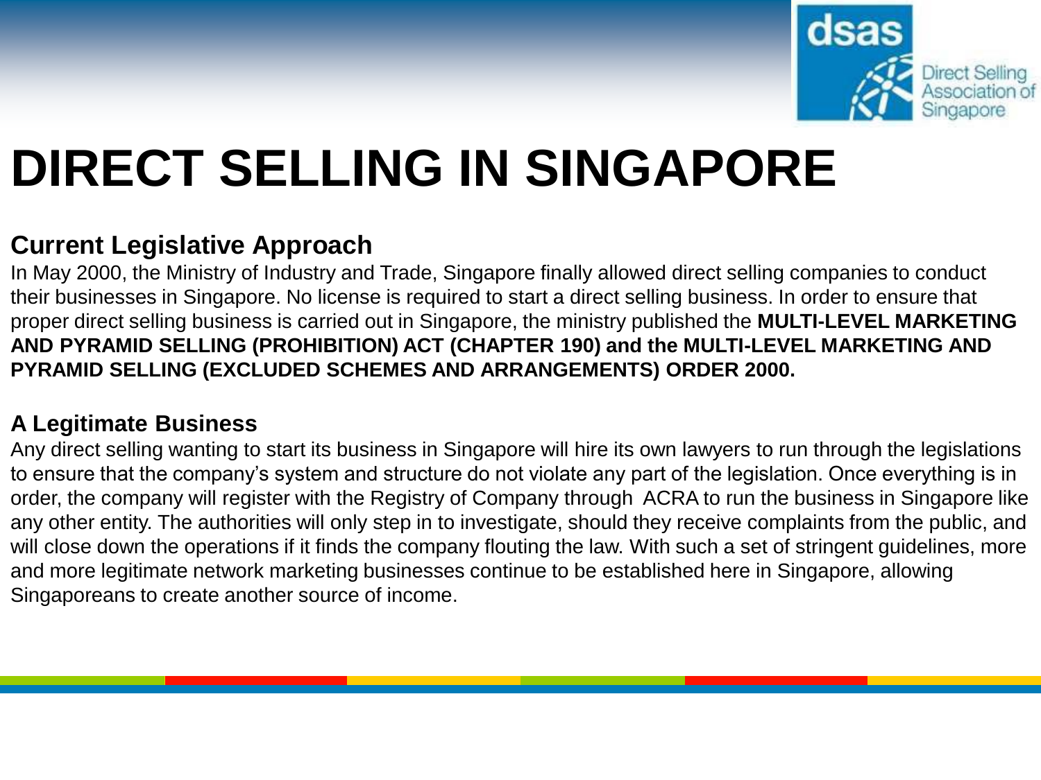# DIRECT SELLING IN SINGAPORE

## Current Legislative Approach

In May 2000, the Ministry of Industry and Trade, Singapore finally allowed direct selling companies to conduct their businesses in Singapore. No license is required to start a direct selling business. In order to ensure that proper direct selling business is carried out in Singapore, the ministry published the **MULTI-LEVEL MARKETING AND PYRAMID SELLING (PROHIBITION) ACT (CHAPTER 190) and the MULTI-LEVEL MARKETING AND PYRAMID SELLING (EXCLUDED SCHEMES AND ARRANGEMENTS) ORDER 2000.**

## A Legitimate Business

Any direct selling wanting to start its business in Singapore will hire its own lawyers to run through the legislations to ensure that the company's system and structure do not violate any part of the legislation. Once everything is in order, the company will register with the Registry of Company through ACRA to run the business in Singapore like any other entity. The authorities will only step in to investigate, should they receive complaints from the public, and will close down the operations if it finds the company flouting the law. With such a set of stringent guidelines, more and more legitimate network marketing businesses continue to be established here in Singapore, allowing Singaporeans to create another source of income.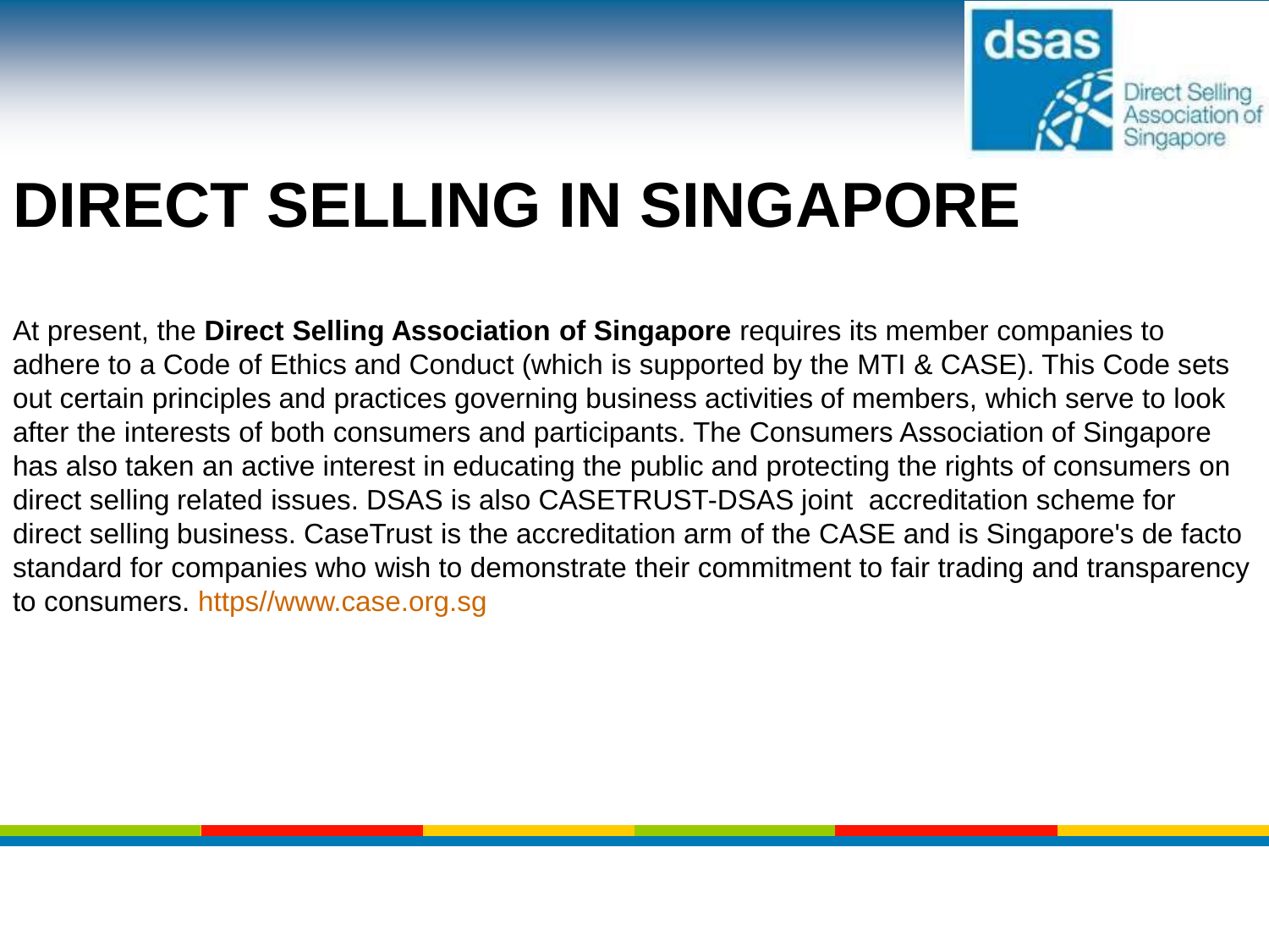# DIRECT SELLING IN SINGAPORE

At present, the **Direct Selling Association of Singapore** requires its member companies to adhere to a Code of Ethics and Conduct (which is supported by the MTI & CASE). This Code sets out certain principles and practices governing business activities of members, which serve to look after the interests of both consumers and participants. The Consumers Association of Singapore has also taken an active interest in educating the public and protecting the rights of consumers on direct selling related issues. DSAS is also CASETRUST-DSAS joint accreditation scheme for direct selling business. CaseTrust is the accreditation arm of the CASE and is Singapore's de facto standard for companies who wish to demonstrate their commitment to fair trading and transparency to consumers. https//www.case.org.sg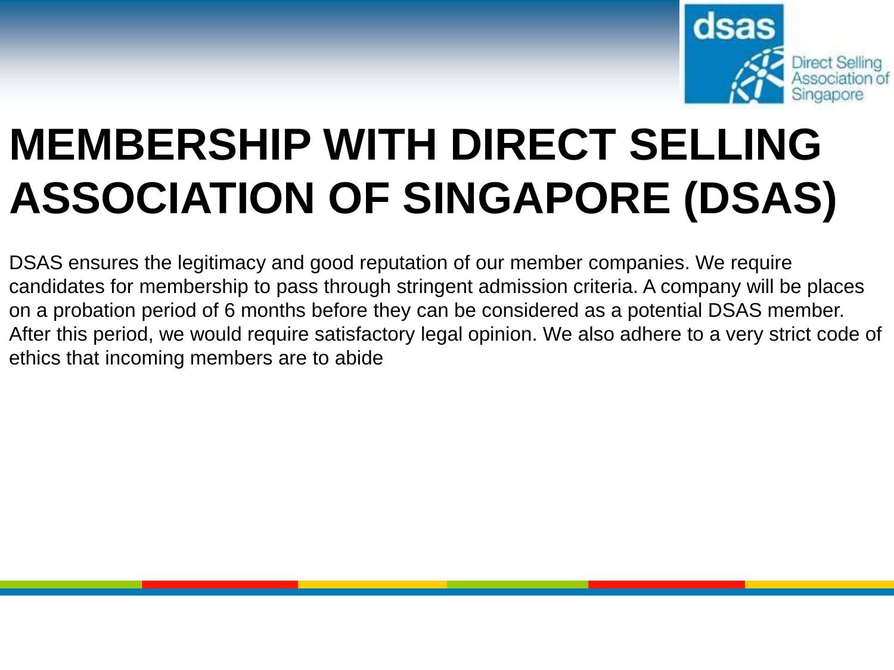# MEMBERSHIP WITH DIRECT SELLING ASSOCIATION OF SINGAPORE (DSAS)

DSAS ensures the legitimacy and good reputation of our member companies. We require candidates for membership to pass through stringent admission criteria. A company will be places on a probation period of 6 months before they can be considered as a potential DSAS member. After this period, we would require satisfactory legal opinion. We also adhere to a very strict code of ethics that incoming members are to abide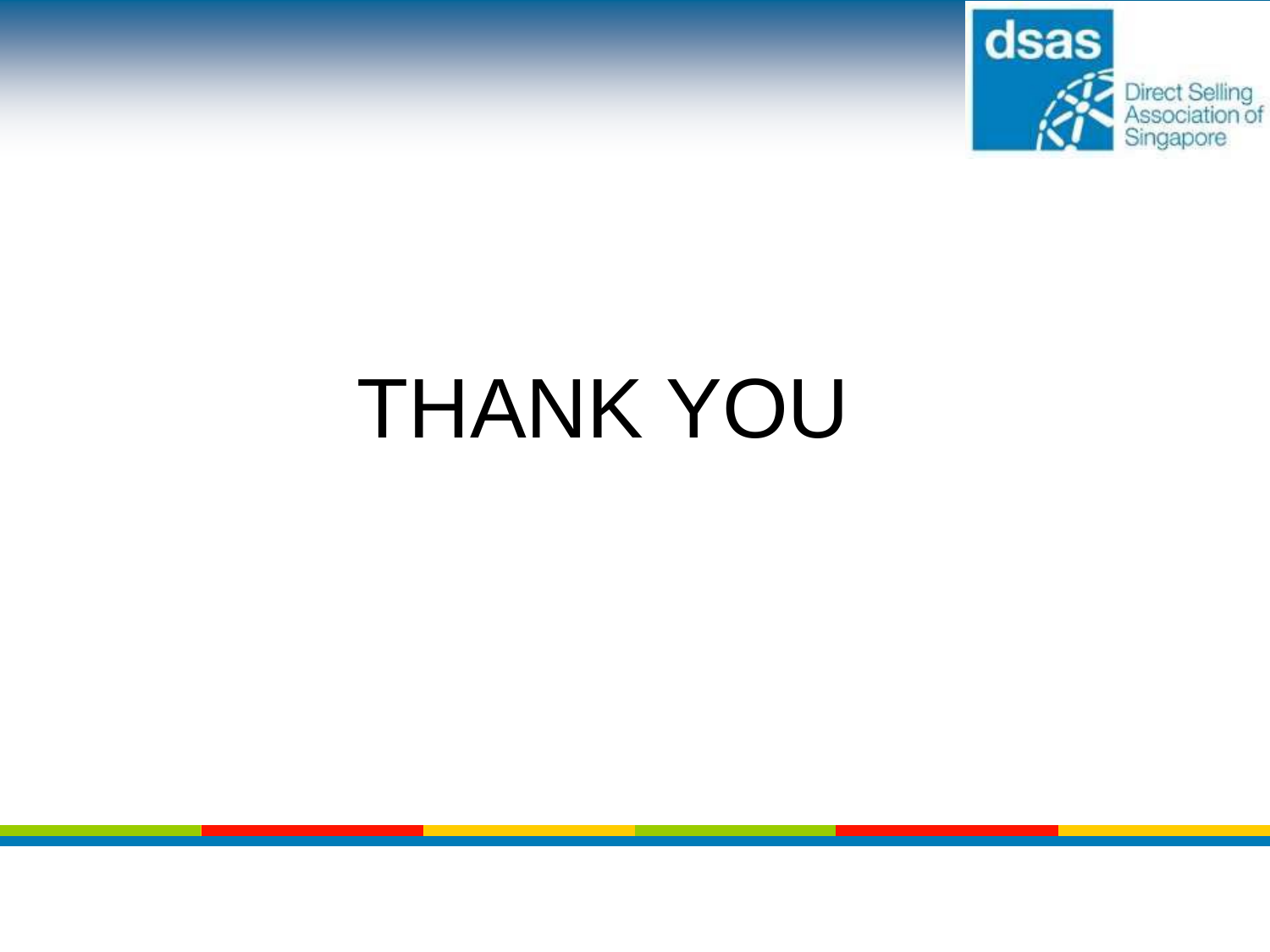# THANK YOU